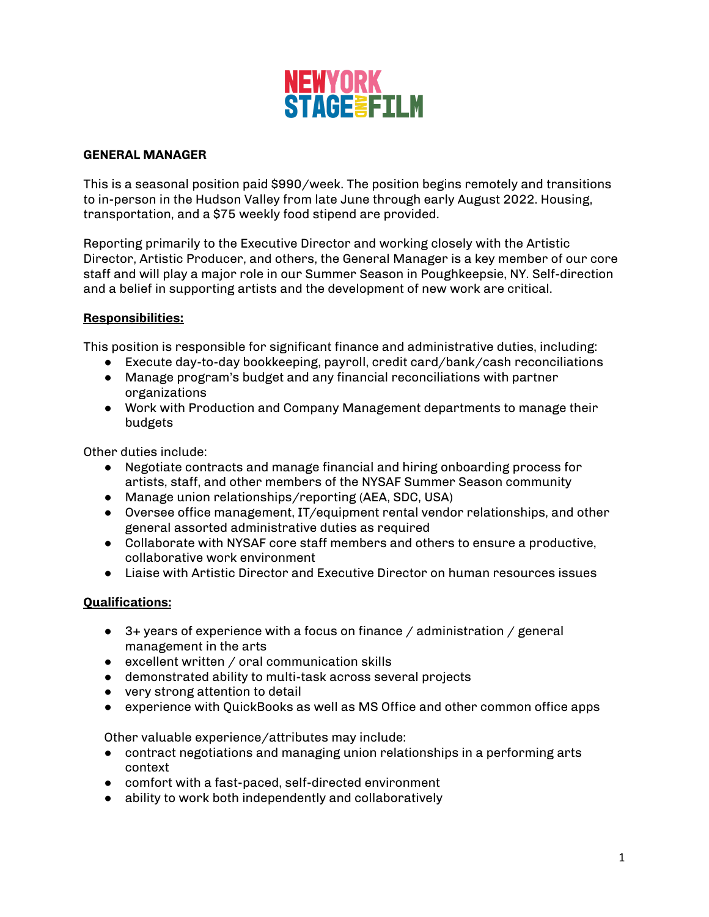NEW YORK STAGE AND FILM

**GENERAL MANAGER**

This is a seasonal position paid $990/week. The position begins remotely and transitions to in-person in the Hudson Valley from late June through early August 2022. Housing, transportation, and a $75 weekly food stipend are provided.

Reporting primarily to the Executive Director and working closely with the Artistic Director, Artistic Producer, and others, the General Manager is a key member of our core staff and will play a major role in our Summer Season in Poughkeepsie, NY. Self-direction and a belief in supporting artists and the development of new work are critical.

**Responsibilities:**

This position is responsible for significant finance and administrative duties, including:

- Execute day-to-day bookkeeping, payroll, credit card/bank/cash reconciliations
- Manage program's budget and any financial reconciliations with partner organizations
- Work with Production and Company Management departments to manage their budgets

Other duties include:

- Negotiate contracts and manage financial and hiring onboarding process for artists, staff, and other members of the NYSAF Summer Season community
- Manage union relationships/reporting (AEA, SDC, USA)
- Oversee office management, IT/equipment rental vendor relationships, and other general assorted administrative duties as required
- Collaborate with NYSAF core staff members and others to ensure a productive, collaborative work environment
- Liaise with Artistic Director and Executive Director on human resources issues

**Qualifications:**

- 3+ years of experience with a focus on finance / administration / general management in the arts
- excellent written / oral communication skills
- demonstrated ability to multi-task across several projects
- very strong attention to detail
- experience with QuickBooks as well as MS Office and other common office apps

Other valuable experience/attributes may include:

- contract negotiations and managing union relationships in a performing arts context
- comfort with a fast-paced, self-directed environment
- ability to work both independently and collaboratively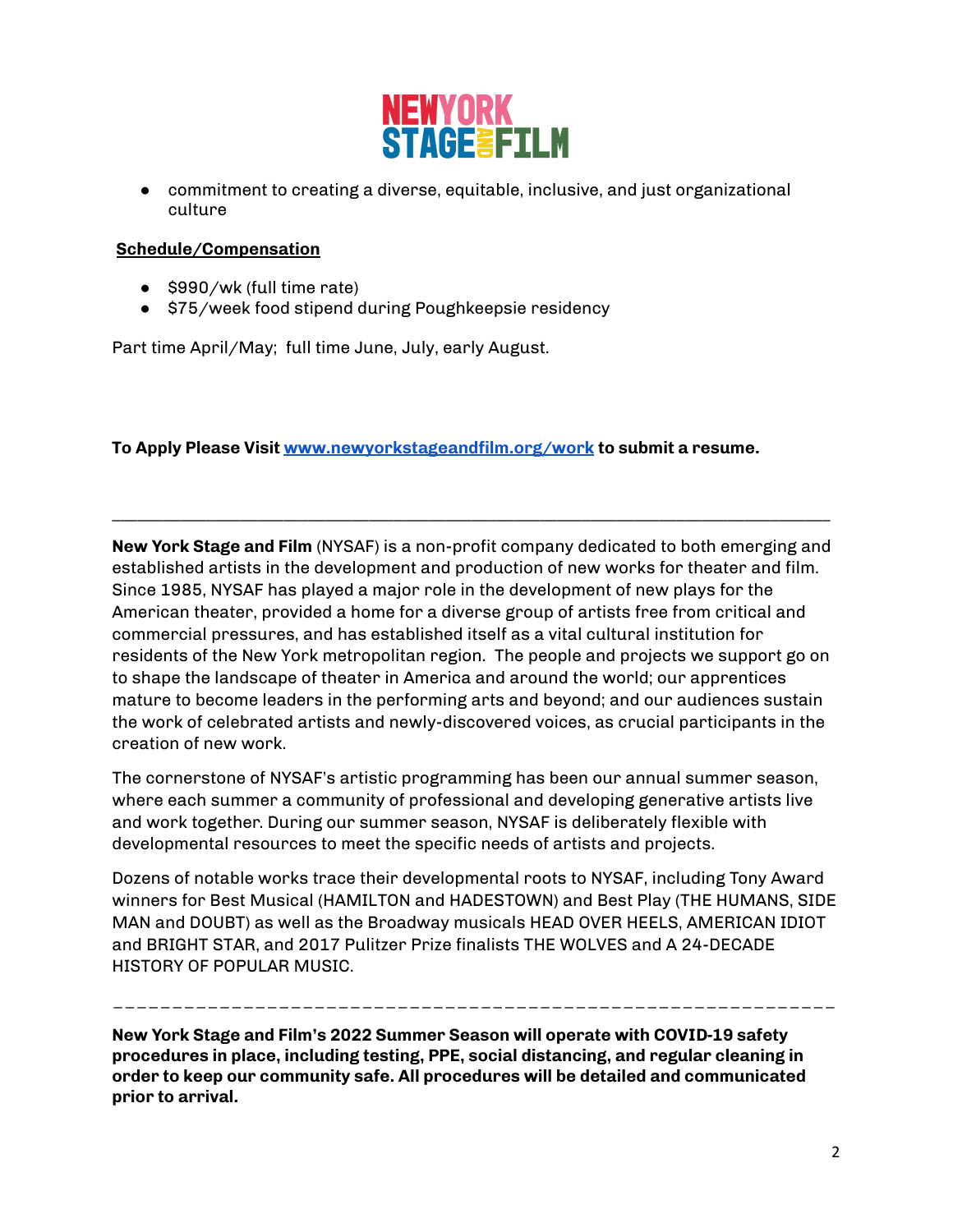- commitment to creating a diverse, equitable, inclusive, and just organizational culture

**Schedule/Compensation**

- $990/wk (full time rate)
- $75/week food stipend during Poughkeepsie residency

Part time April/May; full time June, July, early August.

**To Apply Please Visit [www.newyorkstageandfilm.org/work](http://www.newyorkstageandfilm.org/work) to submit a resume.**

---

**New York Stage and Film** (NYSAF) is a non-profit company dedicated to both emerging and established artists in the development and production of new works for theater and film. Since 1985, NYSAF has played a major role in the development of new plays for the American theater, provided a home for a diverse group of artists free from critical and commercial pressures, and has established itself as a vital cultural institution for residents of the New York metropolitan region. The people and projects we support go on to shape the landscape of theater in America and around the world; our apprentices mature to become leaders in the performing arts and beyond; and our audiences sustain the work of celebrated artists and newly-discovered voices, as crucial participants in the creation of new work.

The cornerstone of NYSAF's artistic programming has been our annual summer season, where each summer a community of professional and developing generative artists live and work together. During our summer season, NYSAF is deliberately flexible with developmental resources to meet the specific needs of artists and projects.

Dozens of notable works trace their developmental roots to NYSAF, including Tony Award winners for Best Musical (HAMILTON and HADESTOWN) and Best Play (THE HUMANS, SIDE MAN and DOUBT) as well as the Broadway musicals HEAD OVER HEELS, AMERICAN IDIOT and BRIGHT STAR, and 2017 Pulitzer Prize finalists THE WOLVES and A 24-DECADE HISTORY OF POPULAR MUSIC.

---

**New York Stage and Film's 2022 Summer Season will operate with COVID-19 safety procedures in place, including testing, PPE, social distancing, and regular cleaning in order to keep our community safe. All procedures will be detailed and communicated prior to arrival.**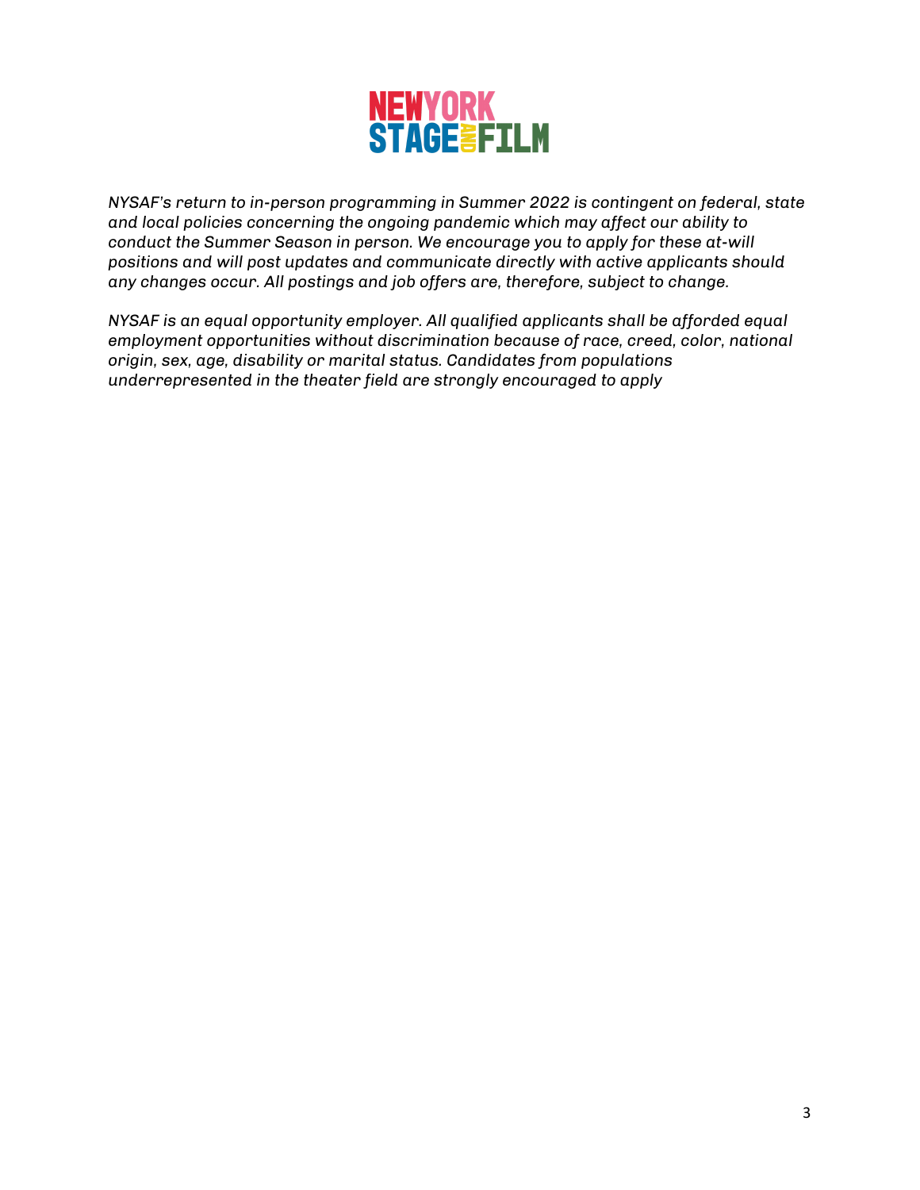*NYSAF's return to in-person programming in Summer 2022 is contingent on federal, state and local policies concerning the ongoing pandemic which may affect our ability to conduct the Summer Season in person. We encourage you to apply for these at-will positions and will post updates and communicate directly with active applicants should any changes occur. All postings and job offers are, therefore, subject to change.*

*NYSAF is an equal opportunity employer. All qualified applicants shall be afforded equal employment opportunities without discrimination because of race, creed, color, national origin, sex, age, disability or marital status. Candidates from populations underrepresented in the theater field are strongly encouraged to apply*